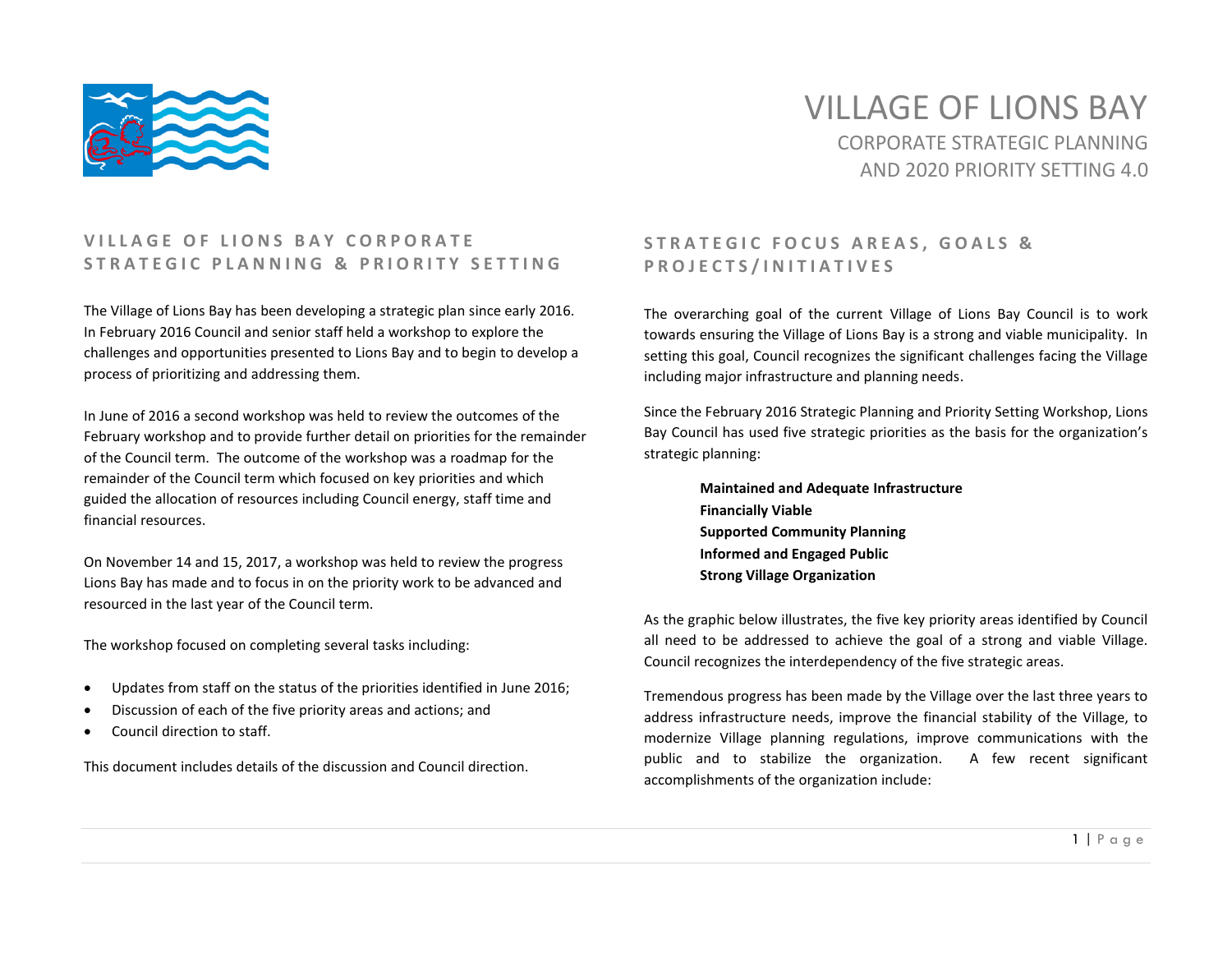# VILLAGE OF LIONS BAY

CORPORATE STRATEGIC PLANNING AND 2020 PRIORITY SETTING 4.0

## VILLAGE OF LIONS BAY CORPORATE STRATEGIC PLANNING & PRIORITY SETTING

The Village of Lions Bay has been developing a strategic plan since early 2016. In February 2016 Council and senior staff held a workshop to explore the challenges and opportunities presented to Lions Bay and to begin to develop a process of prioritizing and addressing them.

In June of 2016 a second workshop was held to review the outcomes of the February workshop and to provide further detail on priorities for the remainder of the Council term. The outcome of the workshop was a roadmap for the remainder of the Council term which focused on key priorities and which guided the allocation of resources including Council energy, staff time and financial resources.

On November 14 and 15, 2017, a workshop was held to review the progress Lions Bay has made and to focus in on the priority work to be advanced and resourced in the last year of the Council term.

The workshop focused on completing several tasks including:

- Updates from staff on the status of the priorities identified in June 2016;
- Discussion of each of the five priority areas and actions; and
- Council direction to staff.

This document includes details of the discussion and Council direction.

## STRATEGIC FOCUS AREAS, GOALS & PROJECTS/INITIATIVES

The overarching goal of the current Village of Lions Bay Council is to work towards ensuring the Village of Lions Bay is a strong and viable municipality. In setting this goal, Council recognizes the significant challenges facing the Village including major infrastructure and planning needs.

Since the February 2016 Strategic Planning and Priority Setting Workshop, Lions Bay Council has used five strategic priorities as the basis for the organization's strategic planning:

**Maintained and Adequate Infrastructure**
**Financially Viable**
**Supported Community Planning**
**Informed and Engaged Public**
**Strong Village Organization**

As the graphic below illustrates, the five key priority areas identified by Council all need to be addressed to achieve the goal of a strong and viable Village. Council recognizes the interdependency of the five strategic areas.

Tremendous progress has been made by the Village over the last three years to address infrastructure needs, improve the financial stability of the Village, to modernize Village planning regulations, improve communications with the public and to stabilize the organization. A few recent significant accomplishments of the organization include: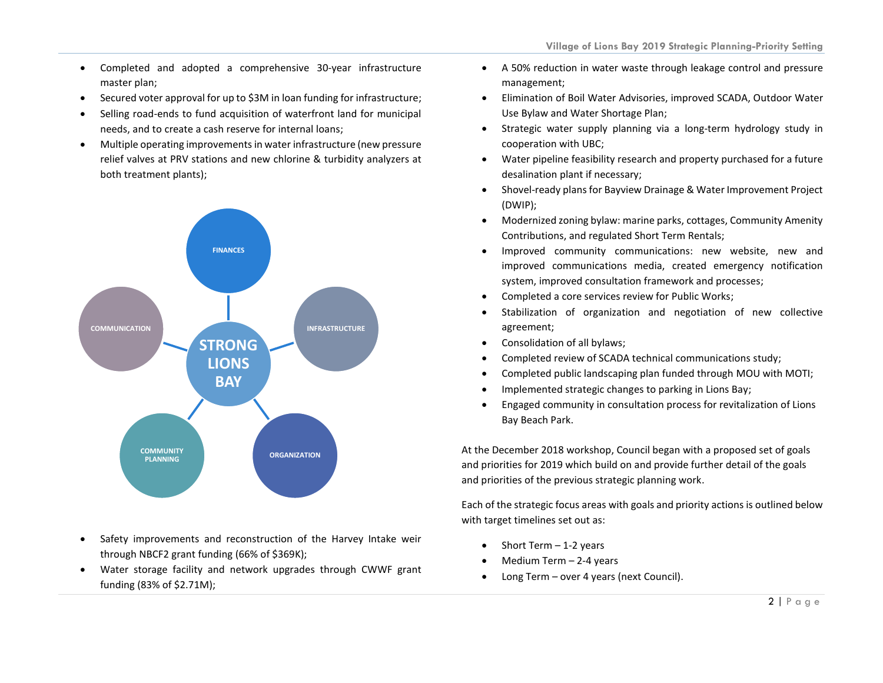- Completed and adopted a comprehensive 30-year infrastructure master plan;
- Secured voter approval for up to $3M in loan funding for infrastructure;
- Selling road-ends to fund acquisition of waterfront land for municipal needs, and to create a cash reserve for internal loans;
- Multiple operating improvements in water infrastructure (new pressure relief valves at PRV stations and new chlorine & turbidity analyzers at both treatment plants);

STRONG LIONS BAY

FINANCES

INFRASTRUCTURE

ORGANIZATION

COMMUNITY PLANNING

COMMUNICATION

- Safety improvements and reconstruction of the Harvey Intake weir through NBCF2 grant funding (66% of $369K);
- Water storage facility and network upgrades through CWWF grant funding (83% of $2.71M);
- A 50% reduction in water waste through leakage control and pressure management;
- Elimination of Boil Water Advisories, improved SCADA, Outdoor Water Use Bylaw and Water Shortage Plan;
- Strategic water supply planning via a long-term hydrology study in cooperation with UBC;
- Water pipeline feasibility research and property purchased for a future desalination plant if necessary;
- Shovel-ready plans for Bayview Drainage & Water Improvement Project (DWIP);
- Modernized zoning bylaw: marine parks, cottages, Community Amenity Contributions, and regulated Short Term Rentals;
- Improved community communications: new website, new and improved communications media, created emergency notification system, improved consultation framework and processes;
- Completed a core services review for Public Works;
- Stabilization of organization and negotiation of new collective agreement;
- Consolidation of all bylaws;
- Completed review of SCADA technical communications study;
- Completed public landscaping plan funded through MOU with MOTI;
- Implemented strategic changes to parking in Lions Bay;
- Engaged community in consultation process for revitalization of Lions Bay Beach Park.

At the December 2018 workshop, Council began with a proposed set of goals and priorities for 2019 which build on and provide further detail of the goals and priorities of the previous strategic planning work.

Each of the strategic focus areas with goals and priority actions is outlined below with target timelines set out as:

- Short Term – 1-2 years
- Medium Term – 2-4 years
- Long Term – over 4 years (next Council).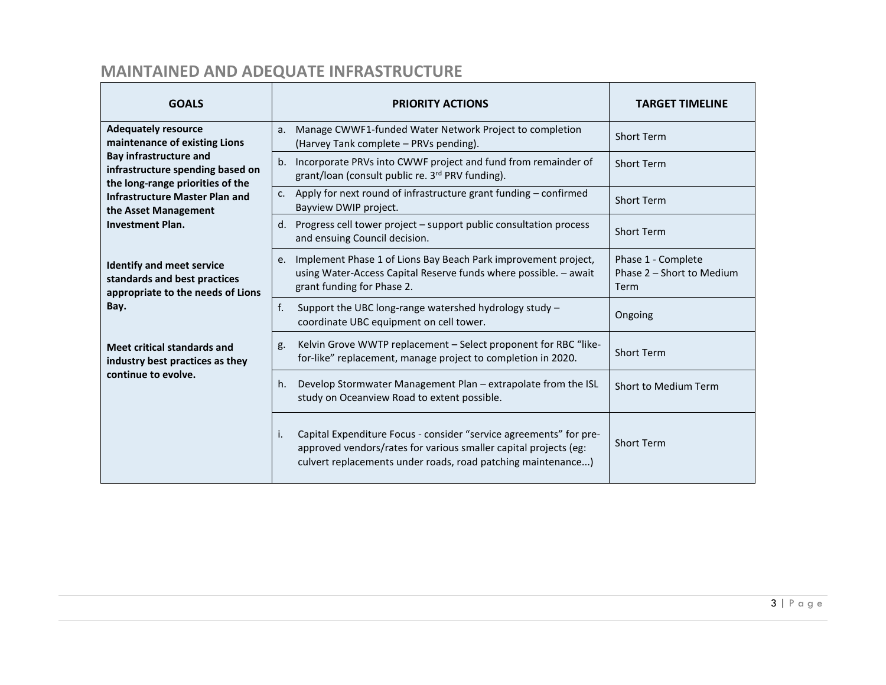## MAINTAINED AND ADEQUATE INFRASTRUCTURE

| GOALS | PRIORITY ACTIONS | TARGET TIMELINE |
|---|---|---|
| **Adequately resource maintenance of existing Lions Bay infrastructure and infrastructure spending based on the long-range priorities of the Infrastructure Master Plan and the Asset Management Investment Plan.** | a. Manage CWWF1-funded Water Network Project to completion (Harvey Tank complete – PRVs pending). | Short Term |
| | b. Incorporate PRVs into CWWF project and fund from remainder of grant/loan (consult public re. 3rd PRV funding). | Short Term |
| | c. Apply for next round of infrastructure grant funding – confirmed Bayview DWIP project. | Short Term |
| | d. Progress cell tower project – support public consultation process and ensuing Council decision. | Short Term |
| **Identify and meet service standards and best practices appropriate to the needs of Lions Bay.** | e. Implement Phase 1 of Lions Bay Beach Park improvement project, using Water-Access Capital Reserve funds where possible. – await grant funding for Phase 2. | Phase 1 - Complete<br>Phase 2 – Short to Medium Term |
| | f. Support the UBC long-range watershed hydrology study – coordinate UBC equipment on cell tower. | Ongoing |
| **Meet critical standards and industry best practices as they continue to evolve.** | g. Kelvin Grove WWTP replacement – Select proponent for RBC "like-for-like" replacement, manage project to completion in 2020. | Short Term |
| | h. Develop Stormwater Management Plan – extrapolate from the ISL study on Oceanview Road to extent possible. | Short to Medium Term |
| | i. Capital Expenditure Focus - consider "service agreements" for pre-approved vendors/rates for various smaller capital projects (eg: culvert replacements under roads, road patching maintenance...) | Short Term |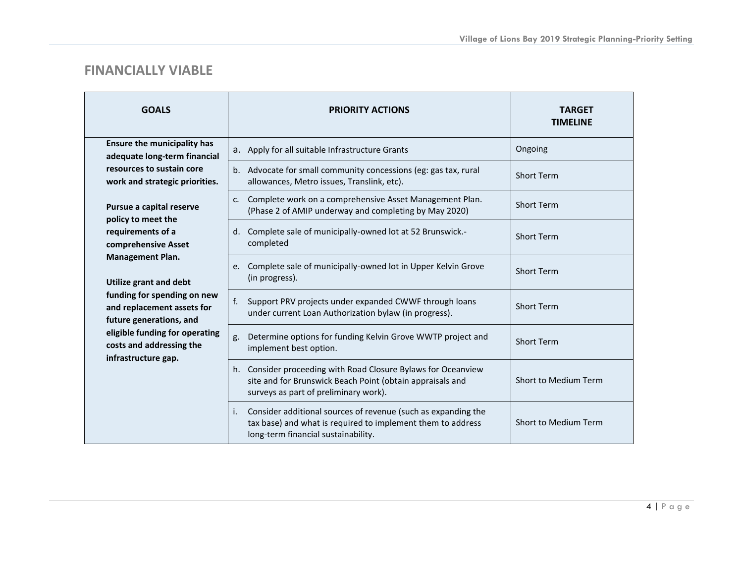## FINANCIALLY VIABLE

| GOALS | PRIORITY ACTIONS | TARGET TIMELINE |
|---|---|---|
| **Ensure the municipality has adequate long-term financial resources to sustain core work and strategic priorities.**<br><br>**Pursue a capital reserve policy to meet the requirements of a comprehensive Asset Management Plan.**<br><br>**Utilize grant and debt funding for spending on new and replacement assets for future generations, and eligible funding for operating costs and addressing the infrastructure gap.** | a. Apply for all suitable Infrastructure Grants | Ongoing |
| | b. Advocate for small community concessions (eg: gas tax, rural allowances, Metro issues, Translink, etc). | Short Term |
| | c. Complete work on a comprehensive Asset Management Plan. (Phase 2 of AMIP underway and completing by May 2020) | Short Term |
| | d. Complete sale of municipally-owned lot at 52 Brunswick.- completed | Short Term |
| | e. Complete sale of municipally-owned lot in Upper Kelvin Grove (in progress). | Short Term |
| | f. Support PRV projects under expanded CWWF through loans under current Loan Authorization bylaw (in progress). | Short Term |
| | g. Determine options for funding Kelvin Grove WWTP project and implement best option. | Short Term |
| | h. Consider proceeding with Road Closure Bylaws for Oceanview site and for Brunswick Beach Point (obtain appraisals and surveys as part of preliminary work). | Short to Medium Term |
| | i. Consider additional sources of revenue (such as expanding the tax base) and what is required to implement them to address long-term financial sustainability. | Short to Medium Term |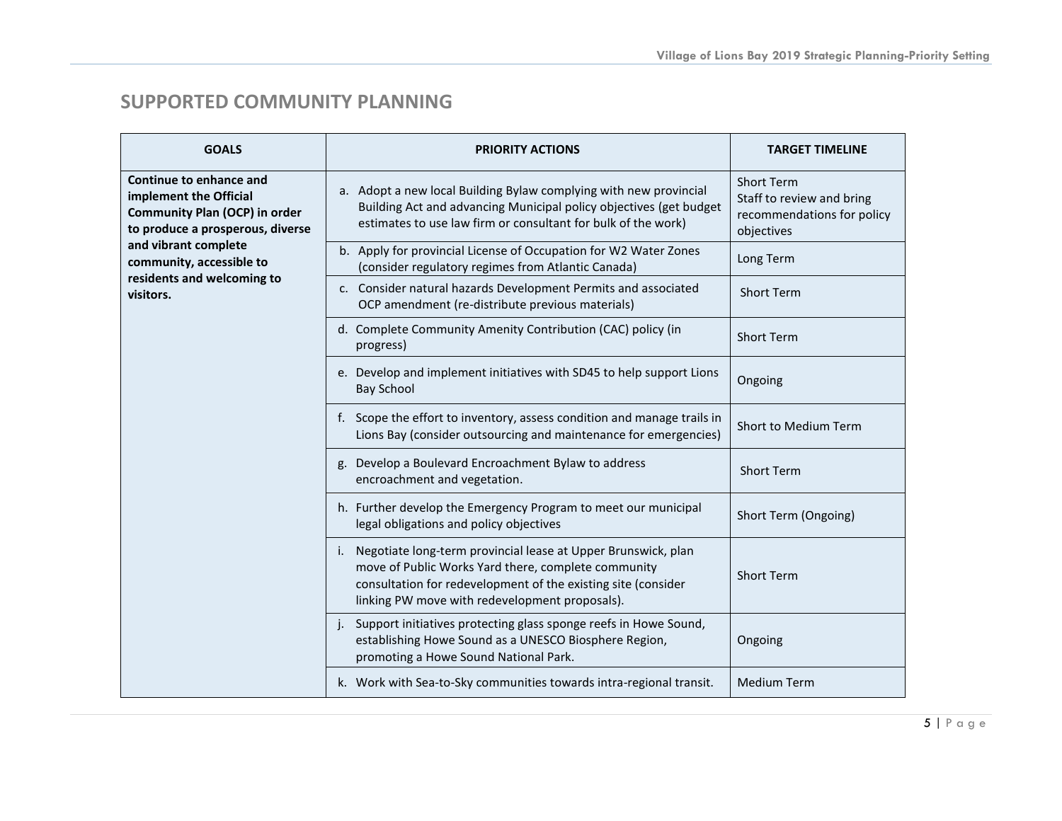## SUPPORTED COMMUNITY PLANNING

| GOALS | PRIORITY ACTIONS | TARGET TIMELINE |
|---|---|---|
| **Continue to enhance and implement the Official Community Plan (OCP) in order to produce a prosperous, diverse and vibrant complete community, accessible to residents and welcoming to visitors.** | a. Adopt a new local Building Bylaw complying with new provincial Building Act and advancing Municipal policy objectives (get budget estimates to use law firm or consultant for bulk of the work) | Short Term<br>Staff to review and bring recommendations for policy objectives |
| | b. Apply for provincial License of Occupation for W2 Water Zones (consider regulatory regimes from Atlantic Canada) | Long Term |
| | c. Consider natural hazards Development Permits and associated OCP amendment (re-distribute previous materials) | Short Term |
| | d. Complete Community Amenity Contribution (CAC) policy (in progress) | Short Term |
| | e. Develop and implement initiatives with SD45 to help support Lions Bay School | Ongoing |
| | f. Scope the effort to inventory, assess condition and manage trails in Lions Bay (consider outsourcing and maintenance for emergencies) | Short to Medium Term |
| | g. Develop a Boulevard Encroachment Bylaw to address encroachment and vegetation. | Short Term |
| | h. Further develop the Emergency Program to meet our municipal legal obligations and policy objectives | Short Term (Ongoing) |
| | i. Negotiate long-term provincial lease at Upper Brunswick, plan move of Public Works Yard there, complete community consultation for redevelopment of the existing site (consider linking PW move with redevelopment proposals). | Short Term |
| | j. Support initiatives protecting glass sponge reefs in Howe Sound, establishing Howe Sound as a UNESCO Biosphere Region, promoting a Howe Sound National Park. | Ongoing |
| | k. Work with Sea-to-Sky communities towards intra-regional transit. | Medium Term |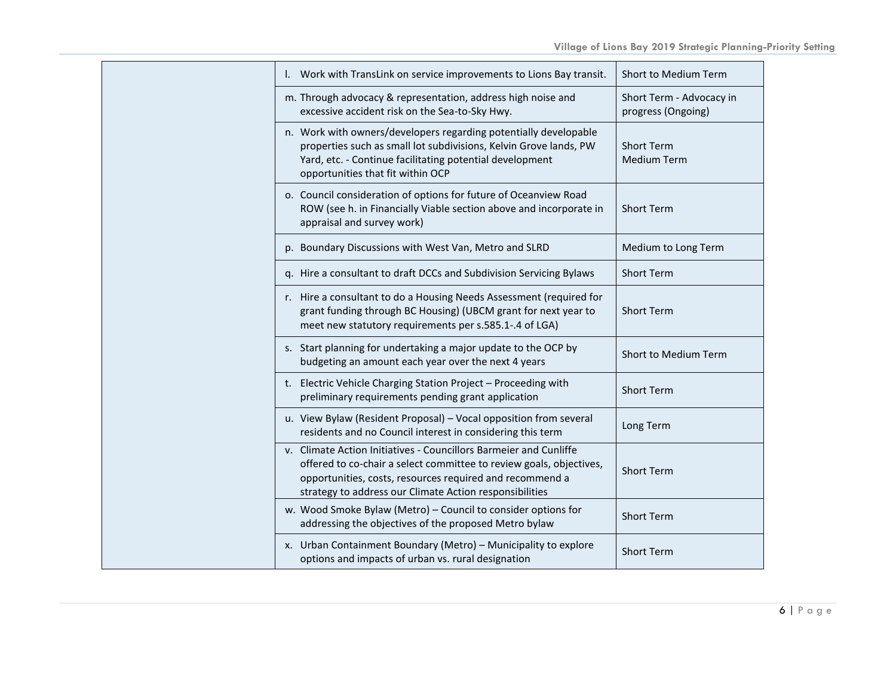|  |  |  |
|---|---|---|
|  | l. Work with TransLink on service improvements to Lions Bay transit. | Short to Medium Term |
|  | m. Through advocacy & representation, address high noise and excessive accident risk on the Sea-to-Sky Hwy. | Short Term - Advocacy in progress (Ongoing) |
|  | n. Work with owners/developers regarding potentially developable properties such as small lot subdivisions, Kelvin Grove lands, PW Yard, etc. - Continue facilitating potential development opportunities that fit within OCP | Short Term<br>Medium Term |
|  | o. Council consideration of options for future of Oceanview Road ROW (see h. in Financially Viable section above and incorporate in appraisal and survey work) | Short Term |
|  | p. Boundary Discussions with West Van, Metro and SLRD | Medium to Long Term |
|  | q. Hire a consultant to draft DCCs and Subdivision Servicing Bylaws | Short Term |
|  | r. Hire a consultant to do a Housing Needs Assessment (required for grant funding through BC Housing) (UBCM grant for next year to meet new statutory requirements per s.585.1-.4 of LGA) | Short Term |
|  | s. Start planning for undertaking a major update to the OCP by budgeting an amount each year over the next 4 years | Short to Medium Term |
|  | t. Electric Vehicle Charging Station Project – Proceeding with preliminary requirements pending grant application | Short Term |
|  | u. View Bylaw (Resident Proposal) – Vocal opposition from several residents and no Council interest in considering this term | Long Term |
|  | v. Climate Action Initiatives - Councillors Barmeier and Cunliffe offered to co-chair a select committee to review goals, objectives, opportunities, costs, resources required and recommend a strategy to address our Climate Action responsibilities | Short Term |
|  | w. Wood Smoke Bylaw (Metro) – Council to consider options for addressing the objectives of the proposed Metro bylaw | Short Term |
|  | x. Urban Containment Boundary (Metro) – Municipality to explore options and impacts of urban vs. rural designation | Short Term |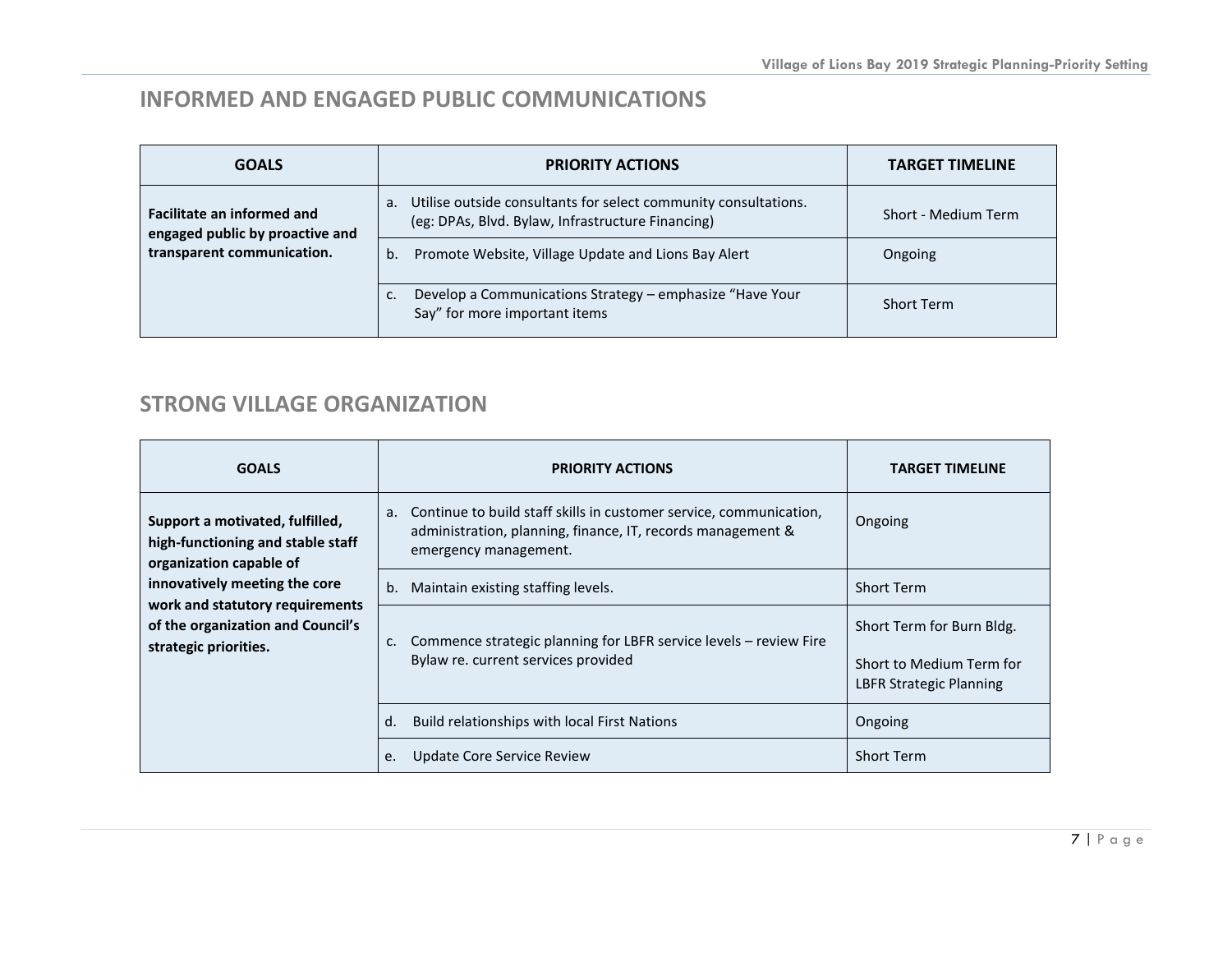## INFORMED AND ENGAGED PUBLIC COMMUNICATIONS

| GOALS | PRIORITY ACTIONS | TARGET TIMELINE |
| --- | --- | --- |
| **Facilitate an informed and engaged public by proactive and transparent communication.** | a. Utilise outside consultants for select community consultations. (eg: DPAs, Blvd. Bylaw, Infrastructure Financing) | Short - Medium Term |
| | b. Promote Website, Village Update and Lions Bay Alert | Ongoing |
| | c. Develop a Communications Strategy – emphasize "Have Your Say" for more important items | Short Term |

## STRONG VILLAGE ORGANIZATION

| GOALS | PRIORITY ACTIONS | TARGET TIMELINE |
| --- | --- | --- |
| **Support a motivated, fulfilled, high-functioning and stable staff organization capable of innovatively meeting the core work and statutory requirements of the organization and Council's strategic priorities.** | a. Continue to build staff skills in customer service, communication, administration, planning, finance, IT, records management & emergency management. | Ongoing |
| | b. Maintain existing staffing levels. | Short Term |
| | c. Commence strategic planning for LBFR service levels – review Fire Bylaw re. current services provided | Short Term for Burn Bldg.<br><br>Short to Medium Term for LBFR Strategic Planning |
| | d. Build relationships with local First Nations | Ongoing |
| | e. Update Core Service Review | Short Term |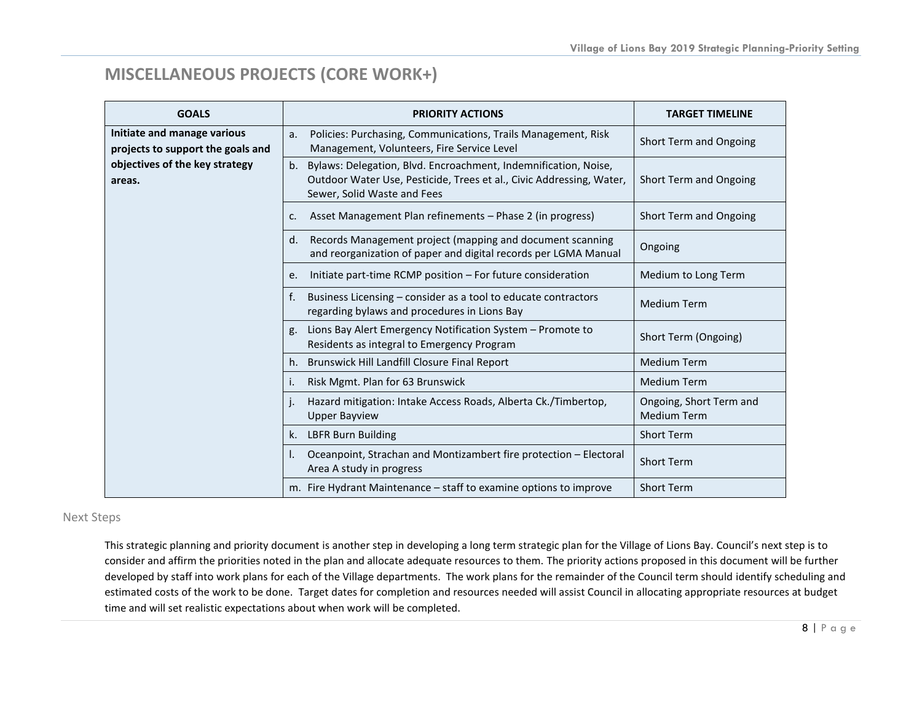## MISCELLANEOUS PROJECTS (CORE WORK+)

| GOALS | PRIORITY ACTIONS | TARGET TIMELINE |
| --- | --- | --- |
| **Initiate and manage various projects to support the goals and objectives of the key strategy areas.** | a. Policies: Purchasing, Communications, Trails Management, Risk Management, Volunteers, Fire Service Level | Short Term and Ongoing |
| | b. Bylaws: Delegation, Blvd. Encroachment, Indemnification, Noise, Outdoor Water Use, Pesticide, Trees et al., Civic Addressing, Water, Sewer, Solid Waste and Fees | Short Term and Ongoing |
| | c. Asset Management Plan refinements – Phase 2 (in progress) | Short Term and Ongoing |
| | d. Records Management project (mapping and document scanning and reorganization of paper and digital records per LGMA Manual | Ongoing |
| | e. Initiate part-time RCMP position – For future consideration | Medium to Long Term |
| | f. Business Licensing – consider as a tool to educate contractors regarding bylaws and procedures in Lions Bay | Medium Term |
| | g. Lions Bay Alert Emergency Notification System – Promote to Residents as integral to Emergency Program | Short Term (Ongoing) |
| | h. Brunswick Hill Landfill Closure Final Report | Medium Term |
| | i. Risk Mgmt. Plan for 63 Brunswick | Medium Term |
| | j. Hazard mitigation: Intake Access Roads, Alberta Ck./Timbertop, Upper Bayview | Ongoing, Short Term and Medium Term |
| | k. LBFR Burn Building | Short Term |
| | l. Oceanpoint, Strachan and Montizambert fire protection – Electoral Area A study in progress | Short Term |
| | m. Fire Hydrant Maintenance – staff to examine options to improve | Short Term |

### Next Steps

This strategic planning and priority document is another step in developing a long term strategic plan for the Village of Lions Bay. Council's next step is to consider and affirm the priorities noted in the plan and allocate adequate resources to them. The priority actions proposed in this document will be further developed by staff into work plans for each of the Village departments. The work plans for the remainder of the Council term should identify scheduling and estimated costs of the work to be done. Target dates for completion and resources needed will assist Council in allocating appropriate resources at budget time and will set realistic expectations about when work will be completed.